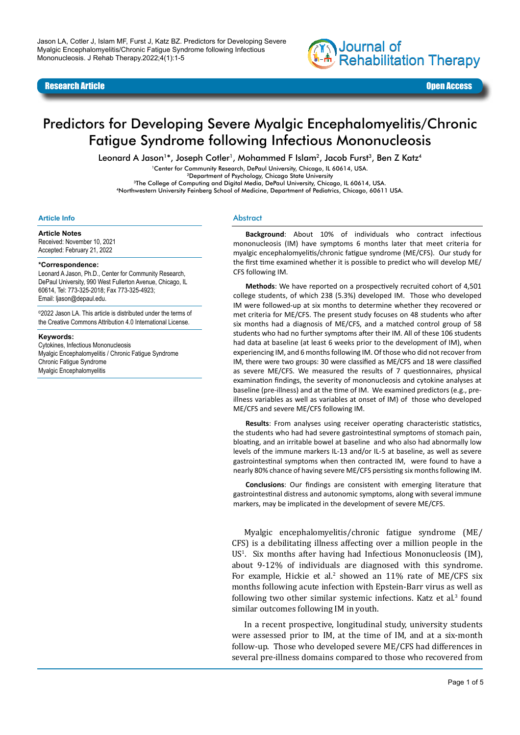# Predictors for Developing Severe Myalgic Encephalomyelitis/Chronic Fatigue Syndrome following Infectious Mononucleosis

Leonard A Jason[1]*, Joseph Cotler[1], Mohammed F Islam[2], Jacob Furst[3], Ben Z Katz[4]

[1]Center for Community Research, DePaul University, Chicago, IL 60614, USA.
[2]Department of Psychology, Chicago State University
[3]The College of Computing and Digital Media, DePaul University, Chicago, IL 60614, USA.
[4]Northwestern University Feinberg School of Medicine, Department of Pediatrics, Chicago, 60611 USA.

## Article Info

**Article Notes**
Received: November 10, 2021
Accepted: February 21, 2022

**\*Correspondence:**
Leonard A Jason, Ph.D., Center for Community Research, DePaul University, 990 West Fullerton Avenue, Chicago, IL 60614, Tel: 773-325-2018; Fax 773-325-4923;
Email: ljason@depaul.edu.

©2022 Jason LA. This article is distributed under the terms of the Creative Commons Attribution 4.0 International License.

**Keywords:**
Cytokines, Infectious Mononucleosis
Myalgic Encephalomyelitis / Chronic Fatigue Syndrome
Chronic Fatigue Syndrome
Myalgic Encephalomyelitis

## Abstract

**Background**: About 10% of individuals who contract infectious mononucleosis (IM) have symptoms 6 months later that meet criteria for myalgic encephalomyelitis/chronic fatigue syndrome (ME/CFS). Our study for the first time examined whether it is possible to predict who will develop ME/CFS following IM.

**Methods**: We have reported on a prospectively recruited cohort of 4,501 college students, of which 238 (5.3%) developed IM. Those who developed IM were followed-up at six months to determine whether they recovered or met criteria for ME/CFS. The present study focuses on 48 students who after six months had a diagnosis of ME/CFS, and a matched control group of 58 students who had no further symptoms after their IM. All of these 106 students had data at baseline (at least 6 weeks prior to the development of IM), when experiencing IM, and 6 months following IM. Of those who did not recover from IM, there were two groups: 30 were classified as ME/CFS and 18 were classified as severe ME/CFS. We measured the results of 7 questionnaires, physical examination findings, the severity of mononucleosis and cytokine analyses at baseline (pre-illness) and at the time of IM. We examined predictors (e.g., pre-illness variables as well as variables at onset of IM) of those who developed ME/CFS and severe ME/CFS following IM.

**Results**: From analyses using receiver operating characteristic statistics, the students who had had severe gastrointestinal symptoms of stomach pain, bloating, and an irritable bowel at baseline and who also had abnormally low levels of the immune markers IL-13 and/or IL-5 at baseline, as well as severe gastrointestinal symptoms when then contracted IM, were found to have a nearly 80% chance of having severe ME/CFS persisting six months following IM.

**Conclusions**: Our findings are consistent with emerging literature that gastrointestinal distress and autonomic symptoms, along with several immune markers, may be implicated in the development of severe ME/CFS.

Myalgic encephalomyelitis/chronic fatigue syndrome (ME/CFS) is a debilitating illness affecting over a million people in the US[1]. Six months after having had Infectious Mononucleosis (IM), about 9-12% of individuals are diagnosed with this syndrome. For example, Hickie et al.[2] showed an 11% rate of ME/CFS six months following acute infection with Epstein-Barr virus as well as following two other similar systemic infections. Katz et al.[3] found similar outcomes following IM in youth.

In a recent prospective, longitudinal study, university students were assessed prior to IM, at the time of IM, and at a six-month follow-up. Those who developed severe ME/CFS had differences in several pre-illness domains compared to those who recovered from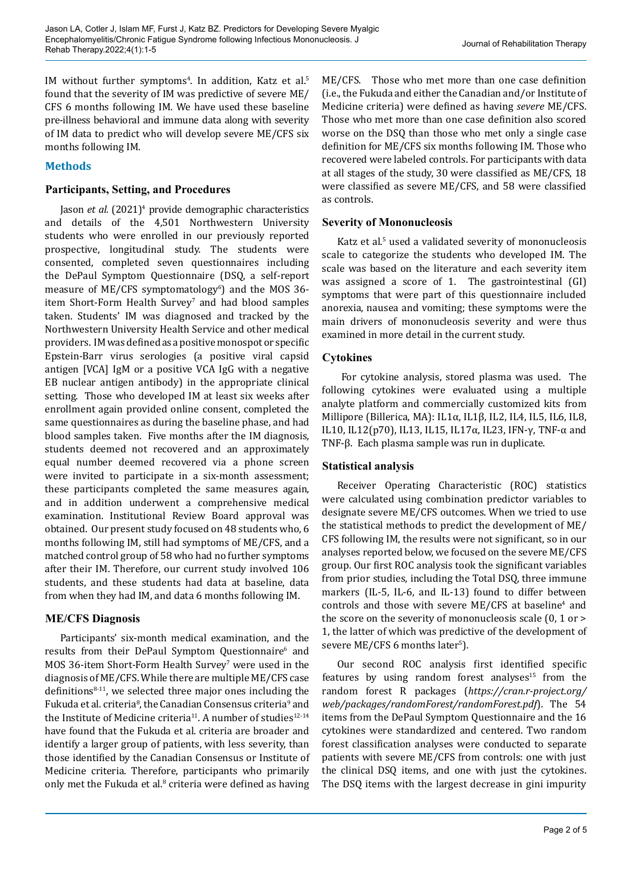IM without further symptoms[4]. In addition, Katz et al.[5] found that the severity of IM was predictive of severe ME/CFS 6 months following IM. We have used these baseline pre-illness behavioral and immune data along with severity of IM data to predict who will develop severe ME/CFS six months following IM.

## Methods

### Participants, Setting, and Procedures

Jason *et al.* (2021)[4] provide demographic characteristics and details of the 4,501 Northwestern University students who were enrolled in our previously reported prospective, longitudinal study. The students were consented, completed seven questionnaires including the DePaul Symptom Questionnaire (DSQ, a self-report measure of ME/CFS symptomatology[6]) and the MOS 36-item Short-Form Health Survey[7] and had blood samples taken. Students' IM was diagnosed and tracked by the Northwestern University Health Service and other medical providers. IM was defined as a positive monospot or specific Epstein-Barr virus serologies (a positive viral capsid antigen [VCA] IgM or a positive VCA IgG with a negative EB nuclear antigen antibody) in the appropriate clinical setting. Those who developed IM at least six weeks after enrollment again provided online consent, completed the same questionnaires as during the baseline phase, and had blood samples taken. Five months after the IM diagnosis, students deemed not recovered and an approximately equal number deemed recovered via a phone screen were invited to participate in a six-month assessment; these participants completed the same measures again, and in addition underwent a comprehensive medical examination. Institutional Review Board approval was obtained. Our present study focused on 48 students who, 6 months following IM, still had symptoms of ME/CFS, and a matched control group of 58 who had no further symptoms after their IM. Therefore, our current study involved 106 students, and these students had data at baseline, data from when they had IM, and data 6 months following IM.

### ME/CFS Diagnosis

Participants' six-month medical examination, and the results from their DePaul Symptom Questionnaire[6] and MOS 36-item Short-Form Health Survey[7] were used in the diagnosis of ME/CFS. While there are multiple ME/CFS case definitions[8-11], we selected three major ones including the Fukuda et al. criteria[8], the Canadian Consensus criteria[9] and the Institute of Medicine criteria[11]. A number of studies[12-14] have found that the Fukuda et al. criteria are broader and identify a larger group of patients, with less severity, than those identified by the Canadian Consensus or Institute of Medicine criteria. Therefore, participants who primarily only met the Fukuda et al.[8] criteria were defined as having ME/CFS. Those who met more than one case definition (i.e., the Fukuda and either the Canadian and/or Institute of Medicine criteria) were defined as having *severe* ME/CFS. Those who met more than one case definition also scored worse on the DSQ than those who met only a single case definition for ME/CFS six months following IM. Those who recovered were labeled controls. For participants with data at all stages of the study, 30 were classified as ME/CFS, 18 were classified as severe ME/CFS, and 58 were classified as controls.

### Severity of Mononucleosis

Katz et al.[5] used a validated severity of mononucleosis scale to categorize the students who developed IM. The scale was based on the literature and each severity item was assigned a score of 1. The gastrointestinal (GI) symptoms that were part of this questionnaire included anorexia, nausea and vomiting; these symptoms were the main drivers of mononucleosis severity and were thus examined in more detail in the current study.

### Cytokines

For cytokine analysis, stored plasma was used. The following cytokines were evaluated using a multiple analyte platform and commercially customized kits from Millipore (Billerica, MA): IL1α, IL1β, IL2, IL4, IL5, IL6, IL8, IL10, IL12(p70), IL13, IL15, IL17α, IL23, IFN-γ, TNF-α and TNF-β. Each plasma sample was run in duplicate.

### Statistical analysis

Receiver Operating Characteristic (ROC) statistics were calculated using combination predictor variables to designate severe ME/CFS outcomes. When we tried to use the statistical methods to predict the development of ME/CFS following IM, the results were not significant, so in our analyses reported below, we focused on the severe ME/CFS group. Our first ROC analysis took the significant variables from prior studies, including the Total DSQ, three immune markers (IL-5, IL-6, and IL-13) found to differ between controls and those with severe ME/CFS at baseline[4] and the score on the severity of mononucleosis scale (0, 1 or > 1, the latter of which was predictive of the development of severe ME/CFS 6 months later[5]).

Our second ROC analysis first identified specific features by using random forest analyses[15] from the random forest R packages (*https://cran.r-project.org/web/packages/randomForest/randomForest.pdf*). The 54 items from the DePaul Symptom Questionnaire and the 16 cytokines were standardized and centered. Two random forest classification analyses were conducted to separate patients with severe ME/CFS from controls: one with just the clinical DSQ items, and one with just the cytokines. The DSQ items with the largest decrease in gini impurity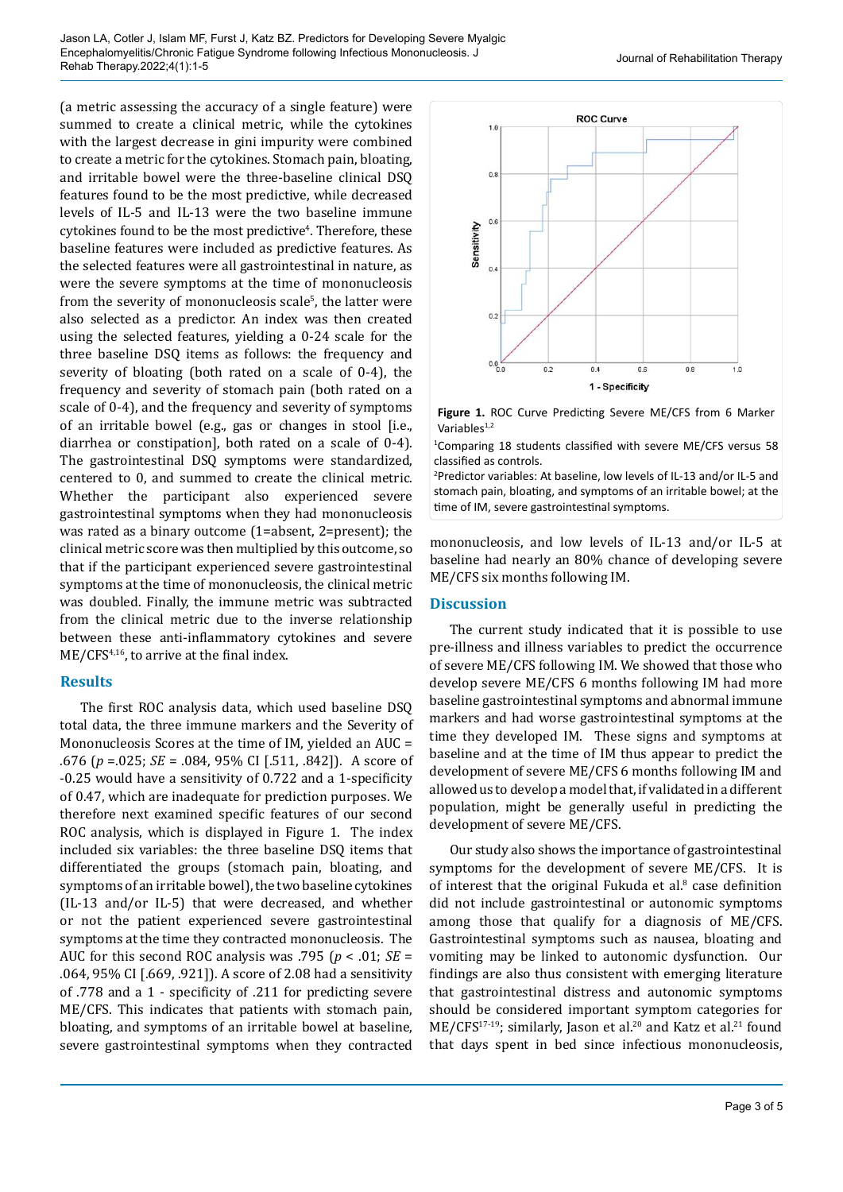(a metric assessing the accuracy of a single feature) were summed to create a clinical metric, while the cytokines with the largest decrease in gini impurity were combined to create a metric for the cytokines. Stomach pain, bloating, and irritable bowel were the three-baseline clinical DSQ features found to be the most predictive, while decreased levels of IL-5 and IL-13 were the two baseline immune cytokines found to be the most predictive[4]. Therefore, these baseline features were included as predictive features. As the selected features were all gastrointestinal in nature, as were the severe symptoms at the time of mononucleosis from the severity of mononucleosis scale[5], the latter were also selected as a predictor. An index was then created using the selected features, yielding a 0-24 scale for the three baseline DSQ items as follows: the frequency and severity of bloating (both rated on a scale of 0-4), the frequency and severity of stomach pain (both rated on a scale of 0-4), and the frequency and severity of symptoms of an irritable bowel (e.g., gas or changes in stool [i.e., diarrhea or constipation], both rated on a scale of 0-4). The gastrointestinal DSQ symptoms were standardized, centered to 0, and summed to create the clinical metric. Whether the participant also experienced severe gastrointestinal symptoms when they had mononucleosis was rated as a binary outcome (1=absent, 2=present); the clinical metric score was then multiplied by this outcome, so that if the participant experienced severe gastrointestinal symptoms at the time of mononucleosis, the clinical metric was doubled. Finally, the immune metric was subtracted from the clinical metric due to the inverse relationship between these anti-inflammatory cytokines and severe ME/CFS[4,16], to arrive at the final index.

## Results

The first ROC analysis data, which used baseline DSQ total data, the three immune markers and the Severity of Mononucleosis Scores at the time of IM, yielded an AUC = .676 ($p$ =.025; $SE$ = .084, 95% CI [.511, .842]). A score of -0.25 would have a sensitivity of 0.722 and a 1-specificity of 0.47, which are inadequate for prediction purposes. We therefore next examined specific features of our second ROC analysis, which is displayed in Figure 1. The index included six variables: the three baseline DSQ items that differentiated the groups (stomach pain, bloating, and symptoms of an irritable bowel), the two baseline cytokines (IL-13 and/or IL-5) that were decreased, and whether or not the patient experienced severe gastrointestinal symptoms at the time they contracted mononucleosis. The AUC for this second ROC analysis was .795 ($p$ < .01; $SE$ = .064, 95% CI [.669, .921]). A score of 2.08 had a sensitivity of .778 and a 1 - specificity of .211 for predicting severe ME/CFS. This indicates that patients with stomach pain, bloating, and symptoms of an irritable bowel at baseline, severe gastrointestinal symptoms when they contracted mononucleosis, and low levels of IL-13 and/or IL-5 at baseline had nearly an 80% chance of developing severe ME/CFS six months following IM.

**Figure 1.** ROC Curve Predicting Severe ME/CFS from 6 Marker Variables[1,2]

[1]Comparing 18 students classified with severe ME/CFS versus 58 classified as controls.

[2]Predictor variables: At baseline, low levels of IL-13 and/or IL-5 and stomach pain, bloating, and symptoms of an irritable bowel; at the time of IM, severe gastrointestinal symptoms.

## Discussion

The current study indicated that it is possible to use pre-illness and illness variables to predict the occurrence of severe ME/CFS following IM. We showed that those who develop severe ME/CFS 6 months following IM had more baseline gastrointestinal symptoms and abnormal immune markers and had worse gastrointestinal symptoms at the time they developed IM. These signs and symptoms at baseline and at the time of IM thus appear to predict the development of severe ME/CFS 6 months following IM and allowed us to develop a model that, if validated in a different population, might be generally useful in predicting the development of severe ME/CFS.

Our study also shows the importance of gastrointestinal symptoms for the development of severe ME/CFS. It is of interest that the original Fukuda et al.[8] case definition did not include gastrointestinal or autonomic symptoms among those that qualify for a diagnosis of ME/CFS. Gastrointestinal symptoms such as nausea, bloating and vomiting may be linked to autonomic dysfunction. Our findings are also thus consistent with emerging literature that gastrointestinal distress and autonomic symptoms should be considered important symptom categories for ME/CFS[17-19]; similarly, Jason et al.[20] and Katz et al.[21] found that days spent in bed since infectious mononucleosis,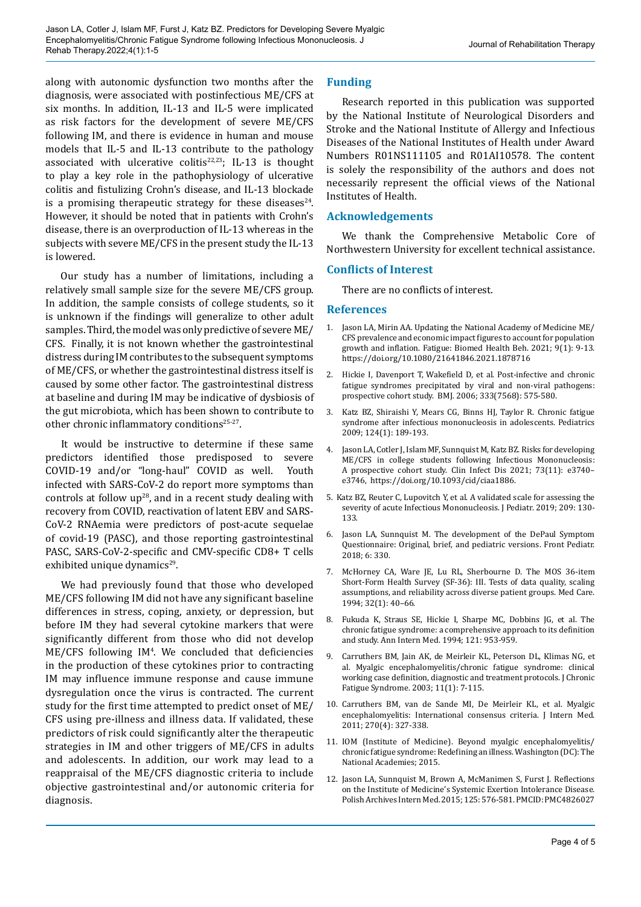along with autonomic dysfunction two months after the diagnosis, were associated with postinfectious ME/CFS at six months. In addition, IL-13 and IL-5 were implicated as risk factors for the development of severe ME/CFS following IM, and there is evidence in human and mouse models that IL-5 and IL-13 contribute to the pathology associated with ulcerative colitis[22,23]; IL-13 is thought to play a key role in the pathophysiology of ulcerative colitis and fistulizing Crohn's disease, and IL-13 blockade is a promising therapeutic strategy for these diseases[24]. However, it should be noted that in patients with Crohn's disease, there is an overproduction of IL-13 whereas in the subjects with severe ME/CFS in the present study the IL-13 is lowered.

Our study has a number of limitations, including a relatively small sample size for the severe ME/CFS group. In addition, the sample consists of college students, so it is unknown if the findings will generalize to other adult samples. Third, the model was only predictive of severe ME/CFS. Finally, it is not known whether the gastrointestinal distress during IM contributes to the subsequent symptoms of ME/CFS, or whether the gastrointestinal distress itself is caused by some other factor. The gastrointestinal distress at baseline and during IM may be indicative of dysbiosis of the gut microbiota, which has been shown to contribute to other chronic inflammatory conditions[25-27].

It would be instructive to determine if these same predictors identified those predisposed to severe COVID-19 and/or "long-haul" COVID as well. Youth infected with SARS-CoV-2 do report more symptoms than controls at follow up[28], and in a recent study dealing with recovery from COVID, reactivation of latent EBV and SARS-CoV-2 RNAemia were predictors of post-acute sequelae of covid-19 (PASC), and those reporting gastrointestinal PASC, SARS-CoV-2-specific and CMV-specific CD8+ T cells exhibited unique dynamics[29].

We had previously found that those who developed ME/CFS following IM did not have any significant baseline differences in stress, coping, anxiety, or depression, but before IM they had several cytokine markers that were significantly different from those who did not develop ME/CFS following IM[4]. We concluded that deficiencies in the production of these cytokines prior to contracting IM may influence immune response and cause immune dysregulation once the virus is contracted. The current study for the first time attempted to predict onset of ME/CFS using pre-illness and illness data. If validated, these predictors of risk could significantly alter the therapeutic strategies in IM and other triggers of ME/CFS in adults and adolescents. In addition, our work may lead to a reappraisal of the ME/CFS diagnostic criteria to include objective gastrointestinal and/or autonomic criteria for diagnosis.

## Funding

Research reported in this publication was supported by the National Institute of Neurological Disorders and Stroke and the National Institute of Allergy and Infectious Diseases of the National Institutes of Health under Award Numbers R01NS111105 and R01AI10578. The content is solely the responsibility of the authors and does not necessarily represent the official views of the National Institutes of Health.

## Acknowledgements

We thank the Comprehensive Metabolic Core of Northwestern University for excellent technical assistance.

## Conflicts of Interest

There are no conflicts of interest.

## References

1. Jason LA, Mirin AA. Updating the National Academy of Medicine ME/CFS prevalence and economic impact figures to account for population growth and inflation. Fatigue: Biomed Health Beh. 2021; 9(1): 9-13. https://doi.org/10.1080/21641846.2021.1878716
2. Hickie I, Davenport T, Wakefield D, et al. Post-infective and chronic fatigue syndromes precipitated by viral and non-viral pathogens: prospective cohort study. BMJ. 2006; 333(7568): 575-580.
3. Katz BZ, Shiraishi Y, Mears CG, Binns HJ, Taylor R. Chronic fatigue syndrome after infectious mononucleosis in adolescents. Pediatrics 2009; 124(1): 189-193.
4. Jason LA, Cotler J, Islam MF, Sunnquist M, Katz BZ. Risks for developing ME/CFS in college students following Infectious Mononucleosis: A prospective cohort study. Clin Infect Dis 2021; 73(11): e3740–e3746, https://doi.org/10.1093/cid/ciaa1886.
5. Katz BZ, Reuter C, Lupovitch Y, et al. A validated scale for assessing the severity of acute Infectious Mononucleosis. J Pediatr. 2019; 209: 130-133.
6. Jason LA, Sunnquist M. The development of the DePaul Symptom Questionnaire: Original, brief, and pediatric versions. Front Pediatr. 2018; 6: 330.
7. McHorney CA, Ware JE, Lu RL, Sherbourne D. The MOS 36-item Short-Form Health Survey (SF-36): III. Tests of data quality, scaling assumptions, and reliability across diverse patient groups. Med Care. 1994; 32(1): 40–66.
8. Fukuda K, Straus SE, Hickie I, Sharpe MC, Dobbins JG, et al. The chronic fatigue syndrome: a comprehensive approach to its definition and study. Ann Intern Med. 1994; 121: 953-959.
9. Carruthers BM, Jain AK, de Meirleir KL, Peterson DL, Klimas NG, et al. Myalgic encephalomyelitis/chronic fatigue syndrome: clinical working case definition, diagnostic and treatment protocols. J Chronic Fatigue Syndrome. 2003; 11(1): 7-115.
10. Carruthers BM, van de Sande MI, De Meirleir KL, et al. Myalgic encephalomyelitis: International consensus criteria. J Intern Med. 2011; 270(4): 327-338.
11. IOM (Institute of Medicine). Beyond myalgic encephalomyelitis/chronic fatigue syndrome: Redefining an illness. Washington (DC): The National Academies; 2015.
12. Jason LA, Sunnquist M, Brown A, McManimen S, Furst J. Reflections on the Institute of Medicine's Systemic Exertion Intolerance Disease. Polish Archives Intern Med. 2015; 125: 576-581. PMCID: PMC4826027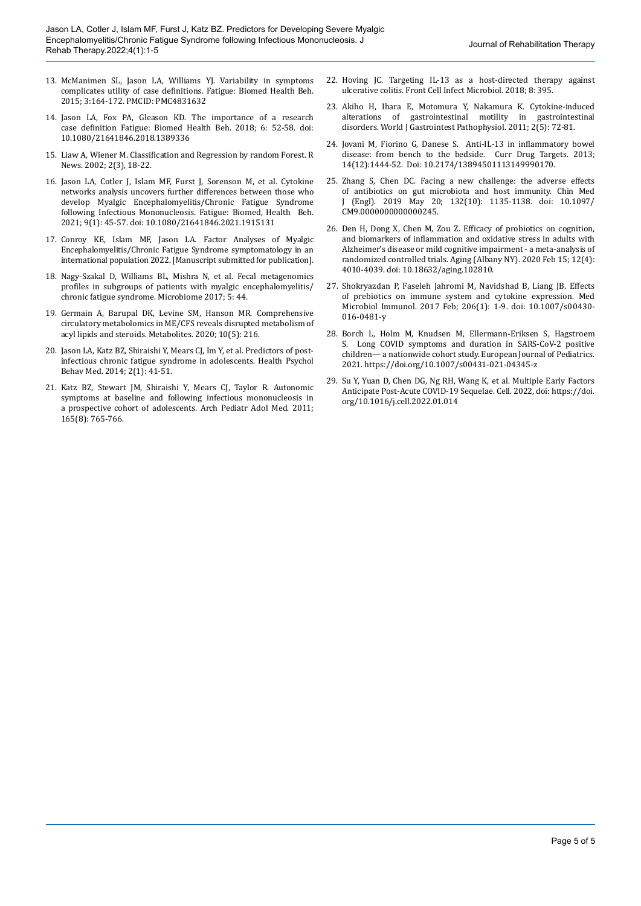13. McManimen SL, Jason LA, Williams YJ. Variability in symptoms complicates utility of case definitions. Fatigue: Biomed Health Beh. 2015; 3:164-172. PMCID: PMC4831632

14. Jason LA, Fox PA, Gleason KD. The importance of a research case definition Fatigue: Biomed Health Beh. 2018; 6: 52-58. doi: 10.1080/21641846.2018.1389336

15. Liaw A, Wiener M. Classification and Regression by random Forest. R News. 2002; 2(3), 18-22.

16. Jason LA, Cotler J, Islam MF, Furst J, Sorenson M, et al. Cytokine networks analysis uncovers further differences between those who develop Myalgic Encephalomyelitis/Chronic Fatigue Syndrome following Infectious Mononucleosis. Fatigue: Biomed, Health Beh. 2021; 9(1): 45-57. doi: 10.1080/21641846.2021.1915131

17. Conroy KE, Islam MF, Jason LA. Factor Analyses of Myalgic Encephalomyelitis/Chronic Fatigue Syndrome symptomatology in an international population 2022. [Manuscript submitted for publication].

18. Nagy-Szakal D, Williams BL, Mishra N, et al. Fecal metagenomics profiles in subgroups of patients with myalgic encephalomyelitis/chronic fatigue syndrome. Microbiome 2017; 5: 44.

19. Germain A, Barupal DK, Levine SM, Hanson MR. Comprehensive circulatory metabolomics in ME/CFS reveals disrupted metabolism of acyl lipids and steroids. Metabolites. 2020; 10(5): 216.

20. Jason LA, Katz BZ, Shiraishi Y, Mears CJ, Im Y, et al. Predictors of post-infectious chronic fatigue syndrome in adolescents. Health Psychol Behav Med. 2014; 2(1): 41-51.

21. Katz BZ, Stewart JM, Shiraishi Y, Mears CJ, Taylor R. Autonomic symptoms at baseline and following infectious mononucleosis in a prospective cohort of adolescents. Arch Pediatr Adol Med. 2011; 165(8): 765-766.

22. Hoving JC. Targeting IL-13 as a host-directed therapy against ulcerative colitis. Front Cell Infect Microbiol. 2018; 8: 395.

23. Akiho H, Ihara E, Motomura Y, Nakamura K. Cytokine-induced alterations of gastrointestinal motility in gastrointestinal disorders. World J Gastrointest Pathophysiol. 2011; 2(5): 72-81.

24. Jovani M, Fiorino G, Danese S. Anti-IL-13 in inflammatory bowel disease: from bench to the bedside. Curr Drug Targets. 2013; 14(12):1444-52. Doi: 10.2174/13894501113149990170.

25. Zhang S, Chen DC. Facing a new challenge: the adverse effects of antibiotics on gut microbiota and host immunity. Chin Med J (Engl). 2019 May 20; 132(10): 1135-1138. doi: 10.1097/CM9.0000000000000245.

26. Den H, Dong X, Chen M, Zou Z. Efficacy of probiotics on cognition, and biomarkers of inflammation and oxidative stress in adults with Alzheimer's disease or mild cognitive impairment - a meta-analysis of randomized controlled trials. Aging (Albany NY). 2020 Feb 15; 12(4): 4010-4039. doi: 10.18632/aging.102810.

27. Shokryazdan P, Faseleh Jahromi M, Navidshad B, Liang JB. Effects of prebiotics on immune system and cytokine expression. Med Microbiol Immunol. 2017 Feb; 206(1): 1-9. doi: 10.1007/s00430-016-0481-y

28. Borch L, Holm M, Knudsen M, Ellermann-Eriksen S, Hagstroem S. Long COVID symptoms and duration in SARS-CoV-2 positive children— a nationwide cohort study. European Journal of Pediatrics. 2021. https://doi.org/10.1007/s00431-021-04345-z

29. Su Y, Yuan D, Chen DG, Ng RH, Wang K, et al. Multiple Early Factors Anticipate Post-Acute COVID-19 Sequelae. Cell. 2022, doi: https://doi.org/10.1016/j.cell.2022.01.014